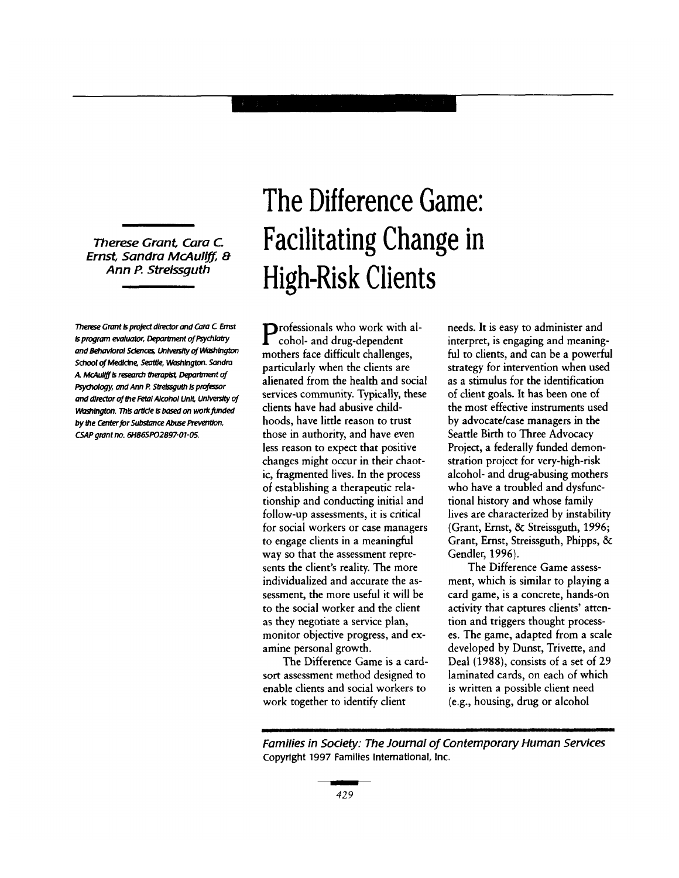# The Difference Game: Facilitating Change in High-Risk Clients

*Therese Grant, Cara C. Ernst, Sandra McAuliff, & Ann P. Streissguth*

*Therese Grant is project director and Cara C. Ernst is program evaluator, Department of Psychiatry and Behavioral Sciences, University of Washington School of Medicine, Seattle, Washington. Sandra A. McAuliff is research therapist, Department of Psychology, and Ann P. Streissguth is professor and director of the Fetal Alcohol Unit, University of Washington. This article is based on work funded by the Center for Substance Abuse Prevention, CSAP grant no. 6H86SP02897-01-05.*

Professionals who work with alcohol- and drug-dependent mothers face difficult challenges, particularly when the clients are alienated from the health and social services community. Typically, these clients have had abusive childhoods, have little reason to trust those in authority, and have even less reason to expect that positive changes might occur in their chaotic, fragmented lives. In the process of establishing a therapeutic relationship and conducting initial and follow-up assessments, it is critical for social workers or case managers to engage clients in a meaningful way so that the assessment represents the client's reality. The more individualized and accurate the assessment, the more useful it will be to the social worker and the client as they negotiate a service plan, monitor objective progress, and examine personal growth.

The Difference Game is a card-sort assessment method designed to enable clients and social workers to work together to identify client needs. It is easy to administer and interpret, is engaging and meaningful to clients, and can be a powerful strategy for intervention when used as a stimulus for the identification of client goals. It has been one of the most effective instruments used by advocate/case managers in the Seattle Birth to Three Advocacy Project, a federally funded demonstration project for very-high-risk alcohol- and drug-abusing mothers who have a troubled and dysfunctional history and whose family lives are characterized by instability (Grant, Ernst, & Streissguth, 1996; Grant, Ernst, Streissguth, Phipps, & Gendler, 1996).

The Difference Game assessment, which is similar to playing a card game, is a concrete, hands-on activity that captures clients' attention and triggers thought processes. The game, adapted from a scale developed by Dunst, Trivette, and Deal (1988), consists of a set of 29 laminated cards, on each of which is written a possible client need (e.g., housing, drug or alcohol

*Families in Society: The Journal of Contemporary Human Services*
Copyright 1997 Families International, Inc.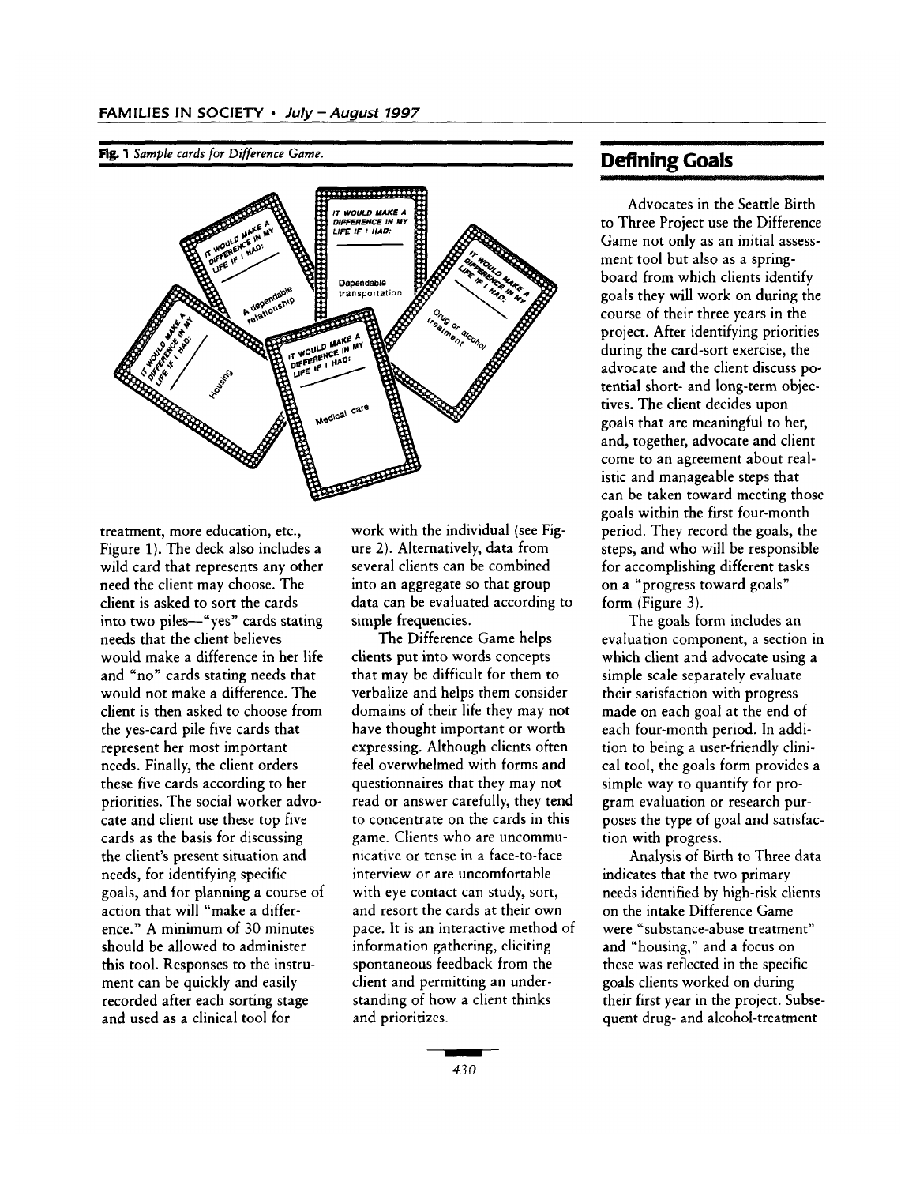**Fig. 1** *Sample cards for Difference Game.*

treatment, more education, etc., Figure 1). The deck also includes a wild card that represents any other need the client may choose. The client is asked to sort the cards into two piles—"yes" cards stating needs that the client believes would make a difference in her life and "no" cards stating needs that would not make a difference. The client is then asked to choose from the yes-card pile five cards that represent her most important needs. Finally, the client orders these five cards according to her priorities. The social worker advocate and client use these top five cards as the basis for discussing the client's present situation and needs, for identifying specific goals, and for planning a course of action that will "make a difference." A minimum of 30 minutes should be allowed to administer this tool. Responses to the instrument can be quickly and easily recorded after each sorting stage and used as a clinical tool for work with the individual (see Figure 2). Alternatively, data from several clients can be combined into an aggregate so that group data can be evaluated according to simple frequencies.

The Difference Game helps clients put into words concepts that may be difficult for them to verbalize and helps them consider domains of their life they may not have thought important or worth expressing. Although clients often feel overwhelmed with forms and questionnaires that they may not read or answer carefully, they tend to concentrate on the cards in this game. Clients who are uncommunicative or tense in a face-to-face interview or are uncomfortable with eye contact can study, sort, and resort the cards at their own pace. It is an interactive method of information gathering, eliciting spontaneous feedback from the client and permitting an understanding of how a client thinks and prioritizes.

## Defining Goals

Advocates in the Seattle Birth to Three Project use the Difference Game not only as an initial assessment tool but also as a springboard from which clients identify goals they will work on during the course of their three years in the project. After identifying priorities during the card-sort exercise, the advocate and the client discuss potential short- and long-term objectives. The client decides upon goals that are meaningful to her, and, together, advocate and client come to an agreement about realistic and manageable steps that can be taken toward meeting those goals within the first four-month period. They record the goals, the steps, and who will be responsible for accomplishing different tasks on a "progress toward goals" form (Figure 3).

The goals form includes an evaluation component, a section in which client and advocate using a simple scale separately evaluate their satisfaction with progress made on each goal at the end of each four-month period. In addition to being a user-friendly clinical tool, the goals form provides a simple way to quantify for program evaluation or research purposes the type of goal and satisfaction with progress.

Analysis of Birth to Three data indicates that the two primary needs identified by high-risk clients on the intake Difference Game were "substance-abuse treatment" and "housing," and a focus on these was reflected in the specific goals clients worked on during their first year in the project. Subsequent drug- and alcohol-treatment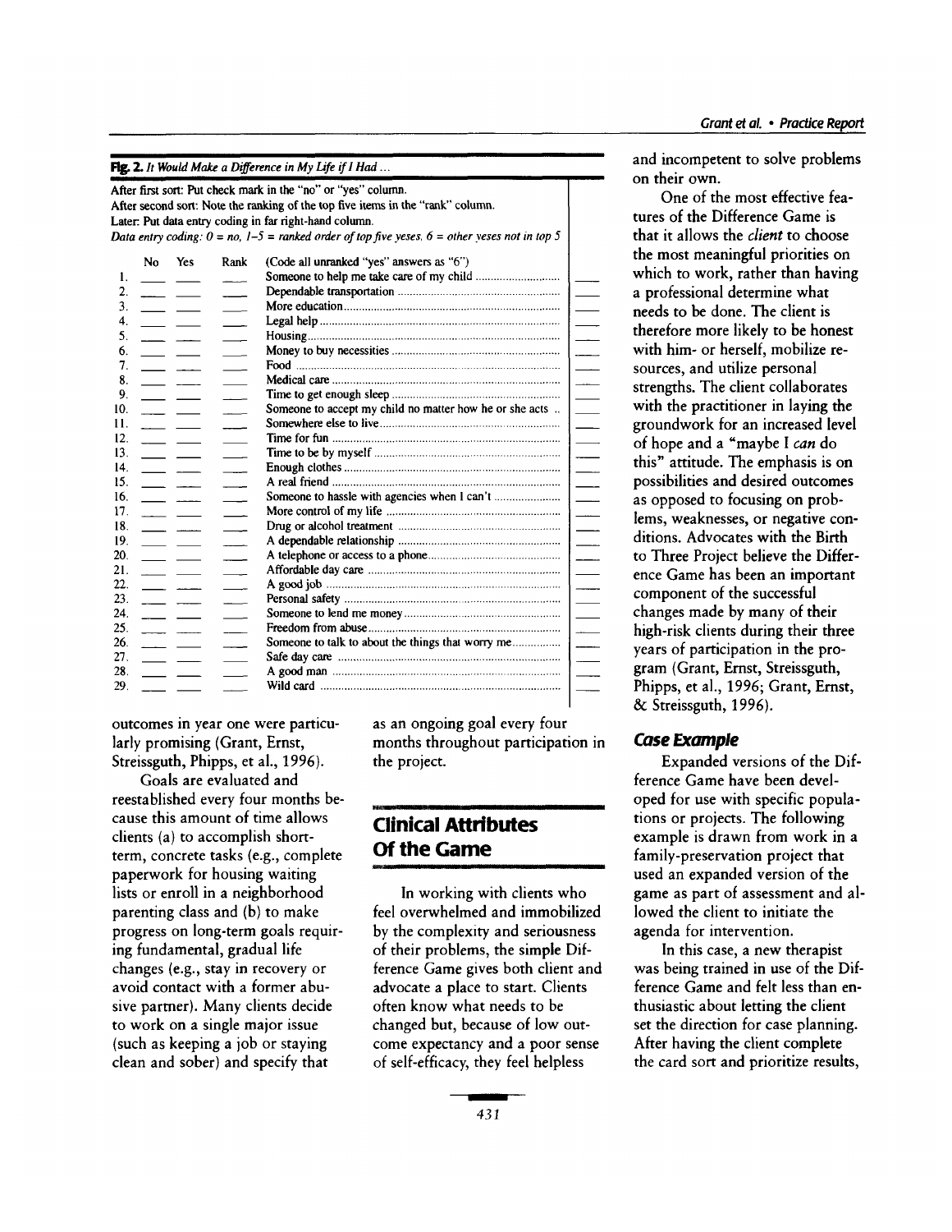**Fig. 2.** *It Would Make a Difference in My Life if I Had ...*

After first sort: Put check mark in the "no" or "yes" column.
After second sort: Note the ranking of the top five items in the "rank" column.
Later: Put data entry coding in far right-hand column.
*Data entry coding: 0 = no, 1–5 = ranked order of top five yeses, 6 = other yeses not in top 5*

| | No | Yes | Rank | (Code all unranked "yes" answers as "6") | |
|---|---|---|---|---|---|
| 1. | ___ | ___ | ___ | Someone to help me take care of my child | |
| 2. | ___ | ___ | ___ | Dependable transportation | ___ |
| 3. | ___ | ___ | ___ | More education | ___ |
| 4. | ___ | ___ | ___ | Legal help | ___ |
| 5. | ___ | ___ | ___ | Housing | ___ |
| 6. | ___ | ___ | ___ | Money to buy necessities | ___ |
| 7. | ___ | ___ | ___ | Food | ___ |
| 8. | ___ | ___ | ___ | Medical care | ___ |
| 9. | ___ | ___ | ___ | Time to get enough sleep | ___ |
| 10. | ___ | ___ | ___ | Someone to accept my child no matter how he or she acts | ___ |
| 11. | ___ | ___ | ___ | Somewhere else to live | ___ |
| 12. | ___ | ___ | ___ | Time for fun | ___ |
| 13. | ___ | ___ | ___ | Time to be by myself | ___ |
| 14. | ___ | ___ | ___ | Enough clothes | ___ |
| 15. | ___ | ___ | ___ | A real friend | ___ |
| 16. | ___ | ___ | ___ | Someone to hassle with agencies when I can't | ___ |
| 17. | ___ | ___ | ___ | More control of my life | ___ |
| 18. | ___ | ___ | ___ | Drug or alcohol treatment | ___ |
| 19. | ___ | ___ | ___ | A dependable relationship | ___ |
| 20. | ___ | ___ | ___ | A telephone or access to a phone | ___ |
| 21. | ___ | ___ | ___ | Affordable day care | ___ |
| 22. | ___ | ___ | ___ | A good job | ___ |
| 23. | ___ | ___ | ___ | Personal safety | ___ |
| 24. | ___ | ___ | ___ | Someone to lend me money | ___ |
| 25. | ___ | ___ | ___ | Freedom from abuse | ___ |
| 26. | ___ | ___ | ___ | Someone to talk to about the things that worry me | ___ |
| 27. | ___ | ___ | ___ | Safe day care | ___ |
| 28. | ___ | ___ | ___ | A good man | ___ |
| 29. | ___ | ___ | ___ | Wild card | ___ |

outcomes in year one were particularly promising (Grant, Ernst, Streissguth, Phipps, et al., 1996).

Goals are evaluated and reestablished every four months because this amount of time allows clients (a) to accomplish short-term, concrete tasks (e.g., complete paperwork for housing waiting lists or enroll in a neighborhood parenting class and (b) to make progress on long-term goals requiring fundamental, gradual life changes (e.g., stay in recovery or avoid contact with a former abusive partner). Many clients decide to work on a single major issue (such as keeping a job or staying clean and sober) and specify that as an ongoing goal every four months throughout participation in the project.

## Clinical Attributes Of the Game

In working with clients who feel overwhelmed and immobilized by the complexity and seriousness of their problems, the simple Difference Game gives both client and advocate a place to start. Clients often know what needs to be changed but, because of low outcome expectancy and a poor sense of self-efficacy, they feel helpless and incompetent to solve problems on their own.

One of the most effective features of the Difference Game is that it allows the *client* to choose the most meaningful priorities on which to work, rather than having a professional determine what needs to be done. The client is therefore more likely to be honest with him- or herself, mobilize resources, and utilize personal strengths. The client collaborates with the practitioner in laying the groundwork for an increased level of hope and a "maybe I *can* do this" attitude. The emphasis is on possibilities and desired outcomes as opposed to focusing on problems, weaknesses, or negative conditions. Advocates with the Birth to Three Project believe the Difference Game has been an important component of the successful changes made by many of their high-risk clients during their three years of participation in the program (Grant, Ernst, Streissguth, Phipps, et al., 1996; Grant, Ernst, & Streissguth, 1996).

### Case Example

Expanded versions of the Difference Game have been developed for use with specific populations or projects. The following example is drawn from work in a family-preservation project that used an expanded version of the game as part of assessment and allowed the client to initiate the agenda for intervention.

In this case, a new therapist was being trained in use of the Difference Game and felt less than enthusiastic about letting the client set the direction for case planning. After having the client complete the card sort and prioritize results,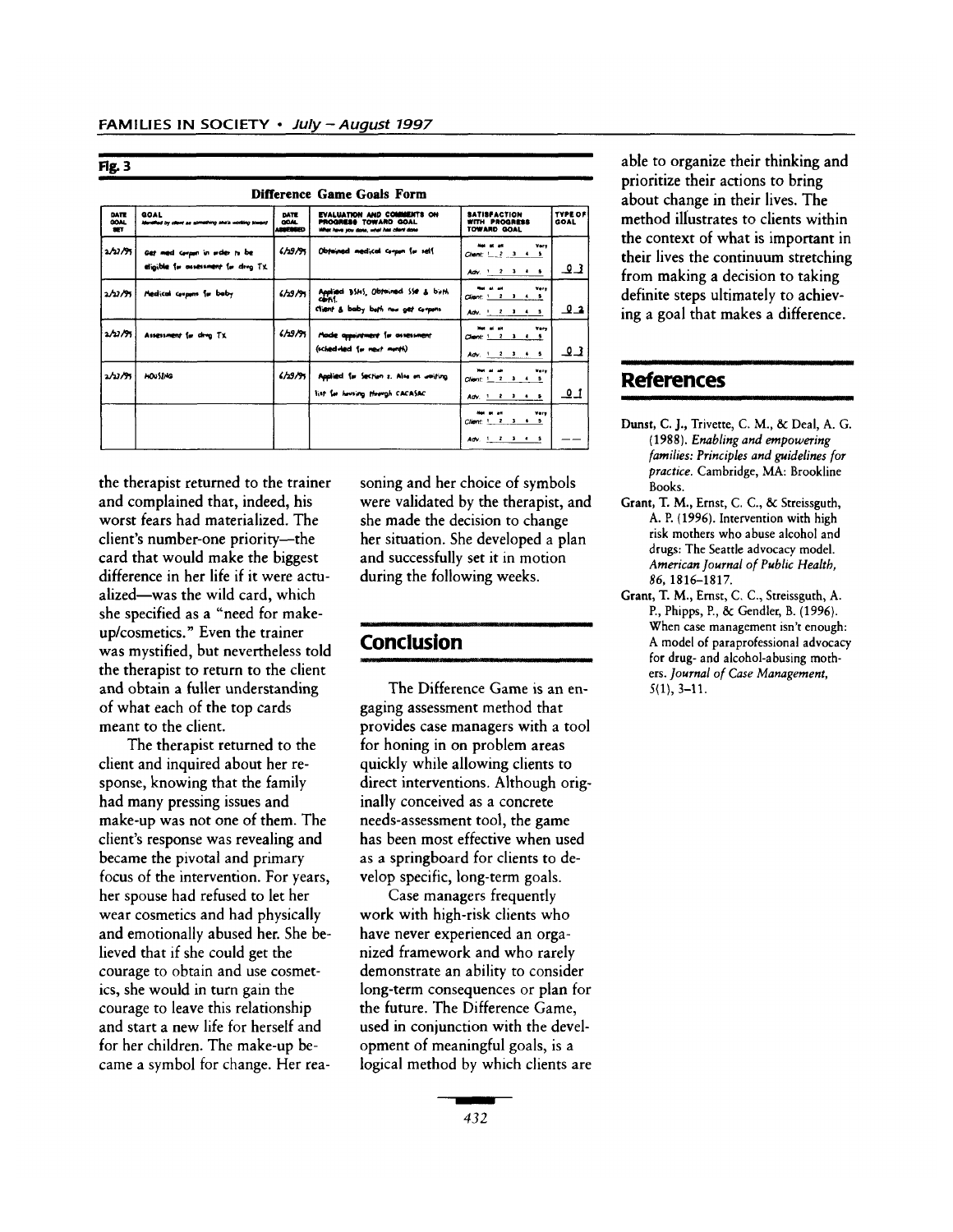**Fig. 3**

**Difference Game Goals Form**

| DATE GOAL SET | GOAL *Identified by client as something she's working toward* | DATE GOAL ASSESSED | EVALUATION AND COMMENTS ON PROGRESS TOWARD GOAL *What have you done, what has client done* | SATISFACTION WITH PROGRESS TOWARD GOAL | TYPE OF GOAL |
|---|---|---|---|---|---|
| 2/27/95 | Get med coupon in order to be eligible for assessment for drug TX | 6/29/95 | Obtained medical coupon for self | Not at all ... Very<br>Client: 1 2 3 4 5<br>Adv: 1 2 3 4 5 | 0 1 |
| 2/27/95 | Medical coupons for baby | 6/29/95 | Applied DSHS, Obtained SSI & birth cert.<br>Client & baby both now get coupons | Not at all ... Very<br>Client: 1 2 3 4 5<br>Adv: 1 2 3 4 5 | 0 2 |
| 2/27/95 | Assessment for drug TX | 6/29/95 | Made appointment for assessment (scheduled for next month) | Not at all ... Very<br>Client: 1 2 3 4 5<br>Adv: 1 2 3 4 5 | 0 1 |
| 2/27/95 | HOUSING | 6/29/95 | Applied for Section 8. Also on waiting list for housing through CACASAC | Not at all ... Very<br>Client: 1 2 3 4 5<br>Adv: 1 2 3 4 5 | 0 1 |
| | | | | Not at all ... Very<br>Client: 1 2 3 4 5<br>Adv: 1 2 3 4 5 | — — |

the therapist returned to the trainer and complained that, indeed, his worst fears had materialized. The client's number-one priority—the card that would make the biggest difference in her life if it were actualized—was the wild card, which she specified as a "need for make-up/cosmetics." Even the trainer was mystified, but nevertheless told the therapist to return to the client and obtain a fuller understanding of what each of the top cards meant to the client.

The therapist returned to the client and inquired about her response, knowing that the family had many pressing issues and make-up was not one of them. The client's response was revealing and became the pivotal and primary focus of the intervention. For years, her spouse had refused to let her wear cosmetics and had physically and emotionally abused her. She believed that if she could get the courage to obtain and use cosmetics, she would in turn gain the courage to leave this relationship and start a new life for herself and for her children. The make-up became a symbol for change. Her reasoning and her choice of symbols were validated by the therapist, and she made the decision to change her situation. She developed a plan and successfully set it in motion during the following weeks.

## Conclusion

The Difference Game is an engaging assessment method that provides case managers with a tool for honing in on problem areas quickly while allowing clients to direct interventions. Although originally conceived as a concrete needs-assessment tool, the game has been most effective when used as a springboard for clients to develop specific, long-term goals.

Case managers frequently work with high-risk clients who have never experienced an organized framework and who rarely demonstrate an ability to consider long-term consequences or plan for the future. The Difference Game, used in conjunction with the development of meaningful goals, is a logical method by which clients are able to organize their thinking and prioritize their actions to bring about change in their lives. The method illustrates to clients within the context of what is important in their lives the continuum stretching from making a decision to taking definite steps ultimately to achieving a goal that makes a difference.

## References

Dunst, C. J., Trivette, C. M., & Deal, A. G. (1988). *Enabling and empowering families: Principles and guidelines for practice.* Cambridge, MA: Brookline Books.

Grant, T. M., Ernst, C. C., & Streissguth, A. P. (1996). Intervention with high risk mothers who abuse alcohol and drugs: The Seattle advocacy model. *American Journal of Public Health, 86*, 1816–1817.

Grant, T. M., Ernst, C. C., Streissguth, A. P., Phipps, P., & Gendler, B. (1996). When case management isn't enough: A model of paraprofessional advocacy for drug- and alcohol-abusing mothers. *Journal of Case Management, 5*(1), 3–11.